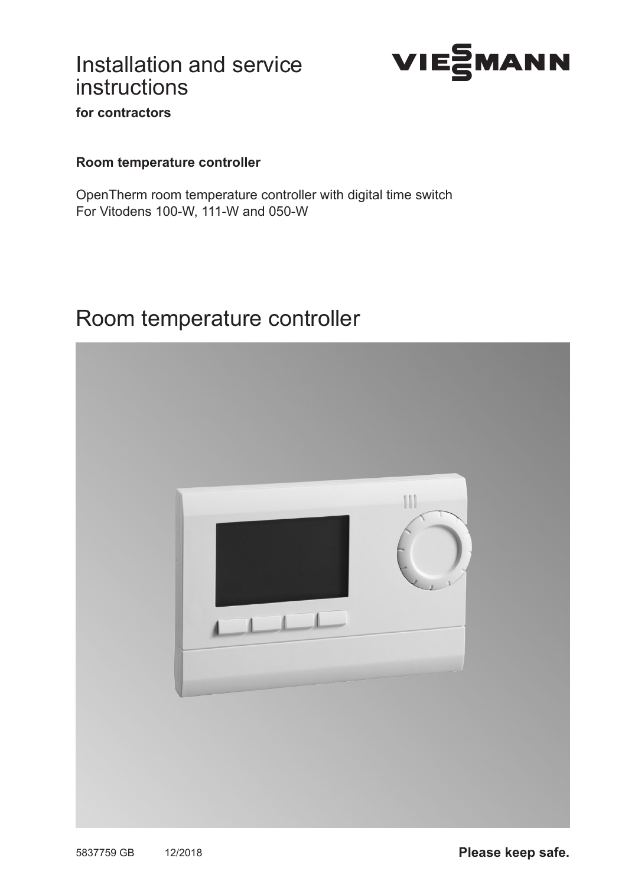# Installation and service instructions

**for contractors**

VIESMANN

**Room temperature controller**

OpenTherm room temperature controller with digital time switch
For Vitodens 100-W, 111-W and 050-W

# Room temperature controller

5837759 GB 12/2018

**Please keep safe.**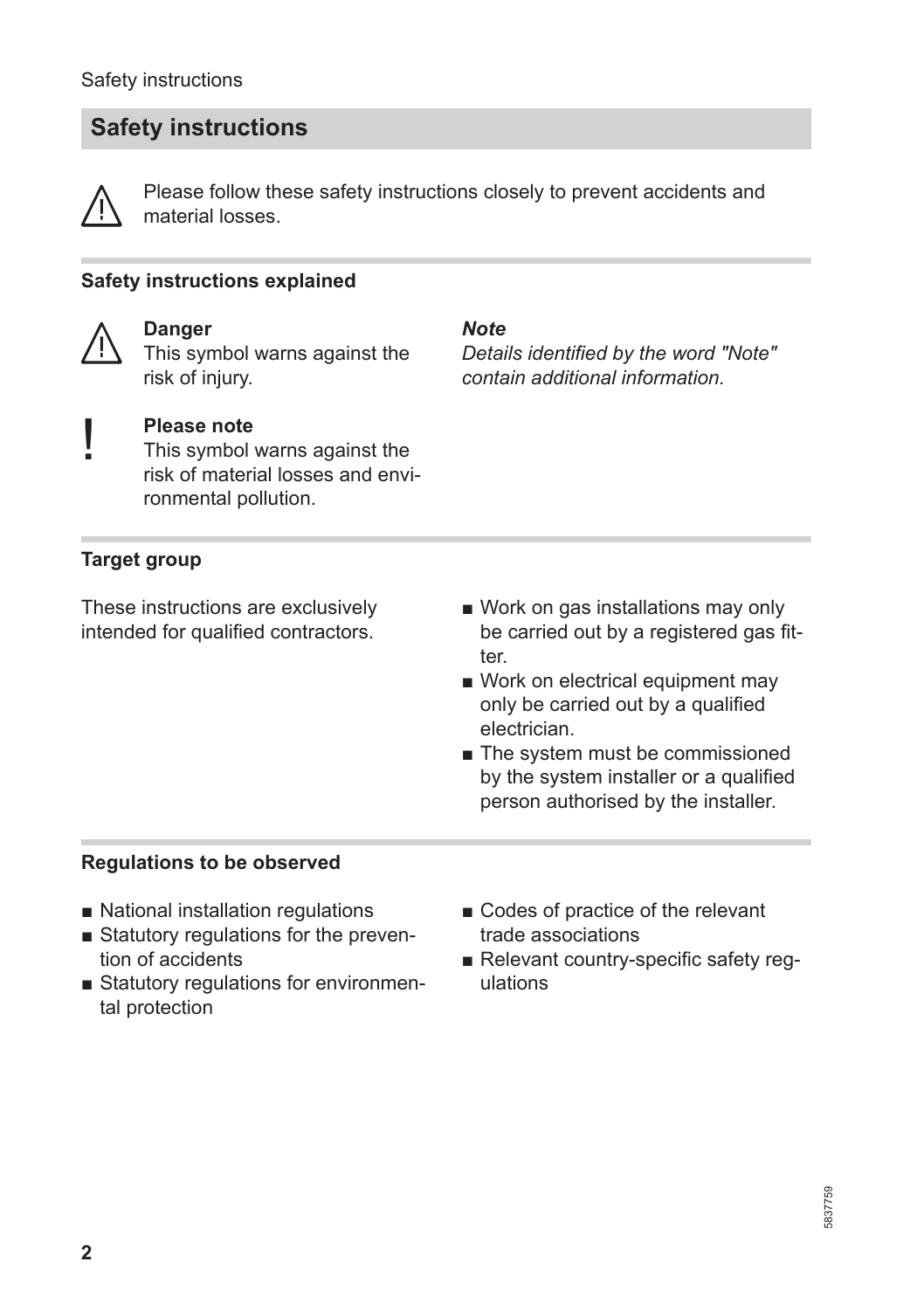# Safety instructions

⚠ Please follow these safety instructions closely to prevent accidents and material losses.

## Safety instructions explained

⚠ **Danger**
This symbol warns against the risk of injury.

! **Please note**
This symbol warns against the risk of material losses and environmental pollution.

***Note***
*Details identified by the word "Note" contain additional information.*

## Target group

These instructions are exclusively intended for qualified contractors.

- Work on gas installations may only be carried out by a registered gas fitter.
- Work on electrical equipment may only be carried out by a qualified electrician.
- The system must be commissioned by the system installer or a qualified person authorised by the installer.

## Regulations to be observed

- National installation regulations
- Statutory regulations for the prevention of accidents
- Statutory regulations for environmental protection
- Codes of practice of the relevant trade associations
- Relevant country-specific safety regulations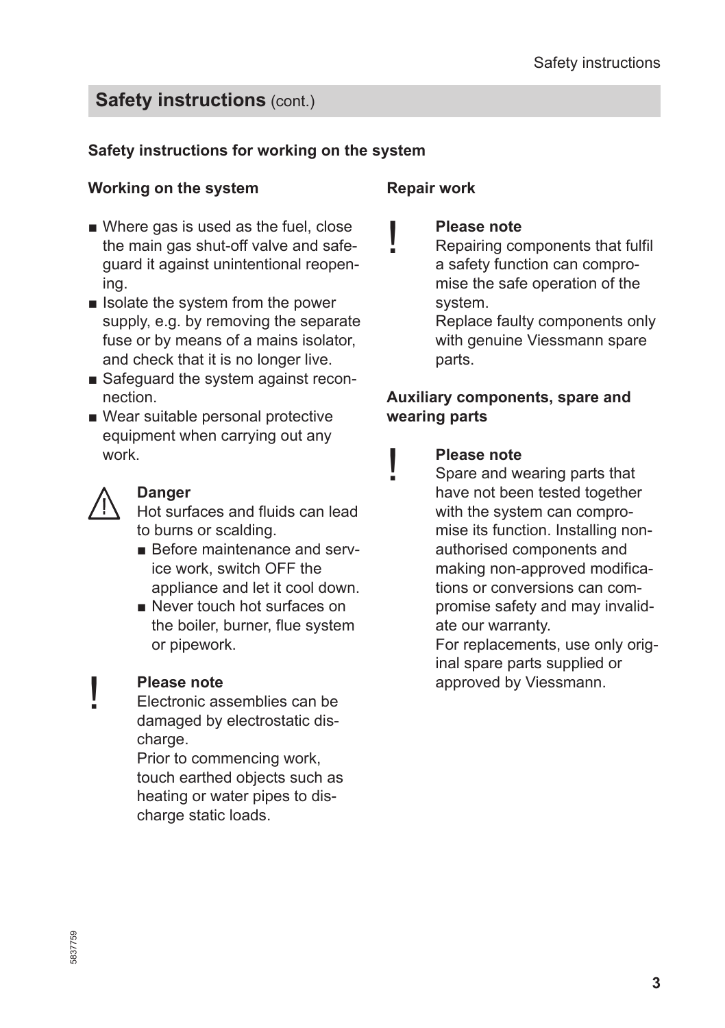## Safety instructions (cont.)

### Safety instructions for working on the system

#### Working on the system

- Where gas is used as the fuel, close the main gas shut-off valve and safeguard it against unintentional reopening.
- Isolate the system from the power supply, e.g. by removing the separate fuse or by means of a mains isolator, and check that it is no longer live.
- Safeguard the system against reconnection.
- Wear suitable personal protective equipment when carrying out any work.

**Danger**
Hot surfaces and fluids can lead to burns or scalding.

- Before maintenance and service work, switch OFF the appliance and let it cool down.
- Never touch hot surfaces on the boiler, burner, flue system or pipework.

**Please note**
Electronic assemblies can be damaged by electrostatic discharge.
Prior to commencing work, touch earthed objects such as heating or water pipes to discharge static loads.

#### Repair work

**Please note**
Repairing components that fulfil a safety function can compromise the safe operation of the system.
Replace faulty components only with genuine Viessmann spare parts.

#### Auxiliary components, spare and wearing parts

**Please note**
Spare and wearing parts that have not been tested together with the system can compromise its function. Installing non-authorised components and making non-approved modifications or conversions can compromise safety and may invalidate our warranty.
For replacements, use only original spare parts supplied or approved by Viessmann.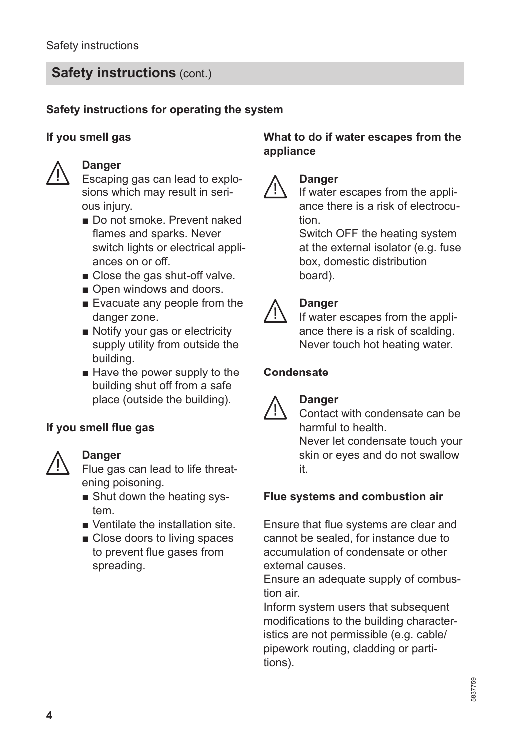## Safety instructions (cont.)

### Safety instructions for operating the system

#### If you smell gas

**Danger**
Escaping gas can lead to explosions which may result in serious injury.

- Do not smoke. Prevent naked flames and sparks. Never switch lights or electrical appliances on or off.
- Close the gas shut-off valve.
- Open windows and doors.
- Evacuate any people from the danger zone.
- Notify your gas or electricity supply utility from outside the building.
- Have the power supply to the building shut off from a safe place (outside the building).

#### If you smell flue gas

**Danger**
Flue gas can lead to life threatening poisoning.

- Shut down the heating system.
- Ventilate the installation site.
- Close doors to living spaces to prevent flue gases from spreading.

#### What to do if water escapes from the appliance

**Danger**
If water escapes from the appliance there is a risk of electrocution.
Switch OFF the heating system at the external isolator (e.g. fuse box, domestic distribution board).

**Danger**
If water escapes from the appliance there is a risk of scalding.
Never touch hot heating water.

#### Condensate

**Danger**
Contact with condensate can be harmful to health.
Never let condensate touch your skin or eyes and do not swallow it.

#### Flue systems and combustion air

Ensure that flue systems are clear and cannot be sealed, for instance due to accumulation of condensate or other external causes.
Ensure an adequate supply of combustion air.
Inform system users that subsequent modifications to the building characteristics are not permissible (e.g. cable/pipework routing, cladding or partitions).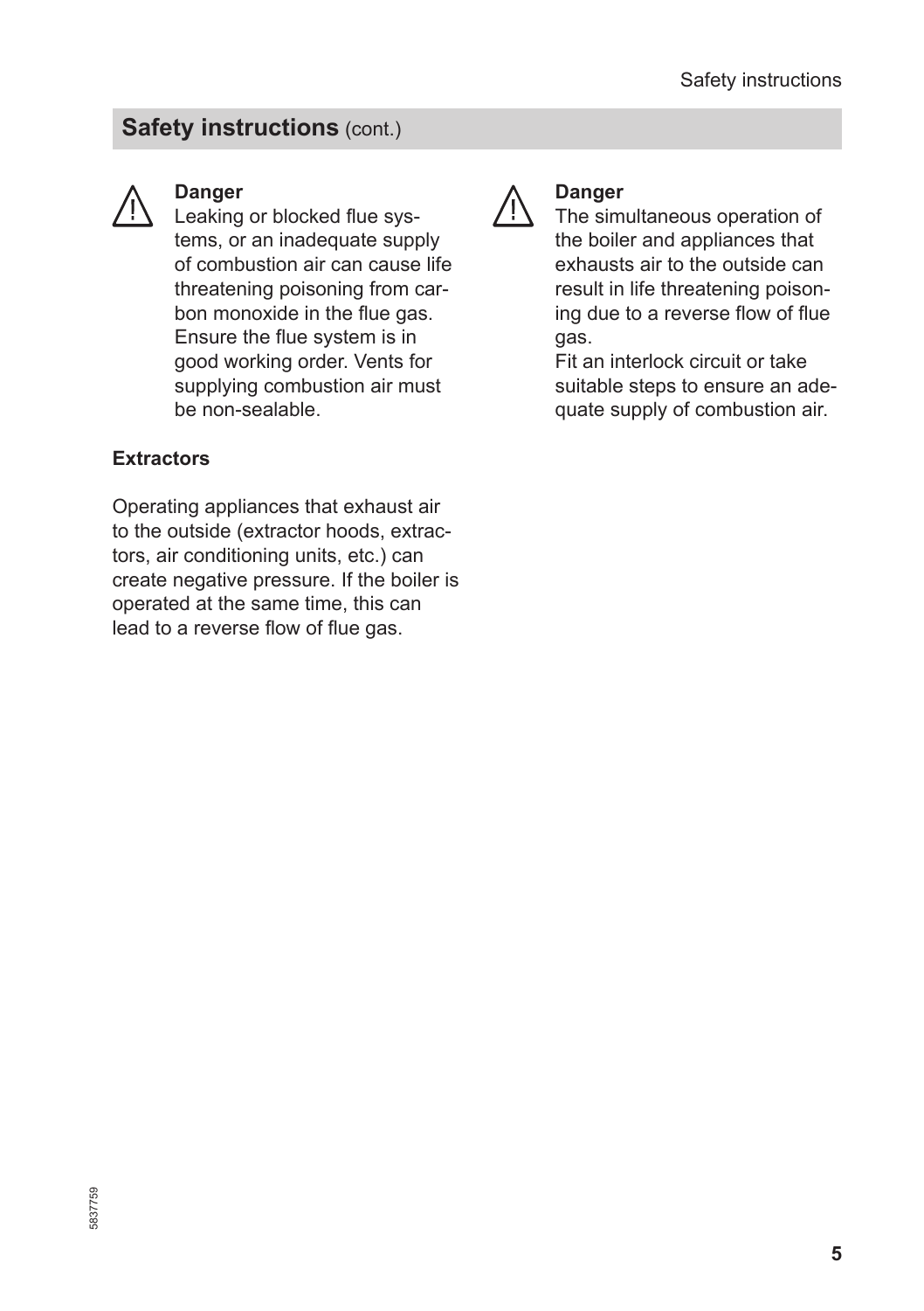## Safety instructions (cont.)

> **Danger**
> Leaking or blocked flue systems, or an inadequate supply of combustion air can cause life threatening poisoning from carbon monoxide in the flue gas.
> Ensure the flue system is in good working order. Vents for supplying combustion air must be non-sealable.

**Extractors**

Operating appliances that exhaust air to the outside (extractor hoods, extractors, air conditioning units, etc.) can create negative pressure. If the boiler is operated at the same time, this can lead to a reverse flow of flue gas.

> **Danger**
> The simultaneous operation of the boiler and appliances that exhausts air to the outside can result in life threatening poisoning due to a reverse flow of flue gas.
> Fit an interlock circuit or take suitable steps to ensure an adequate supply of combustion air.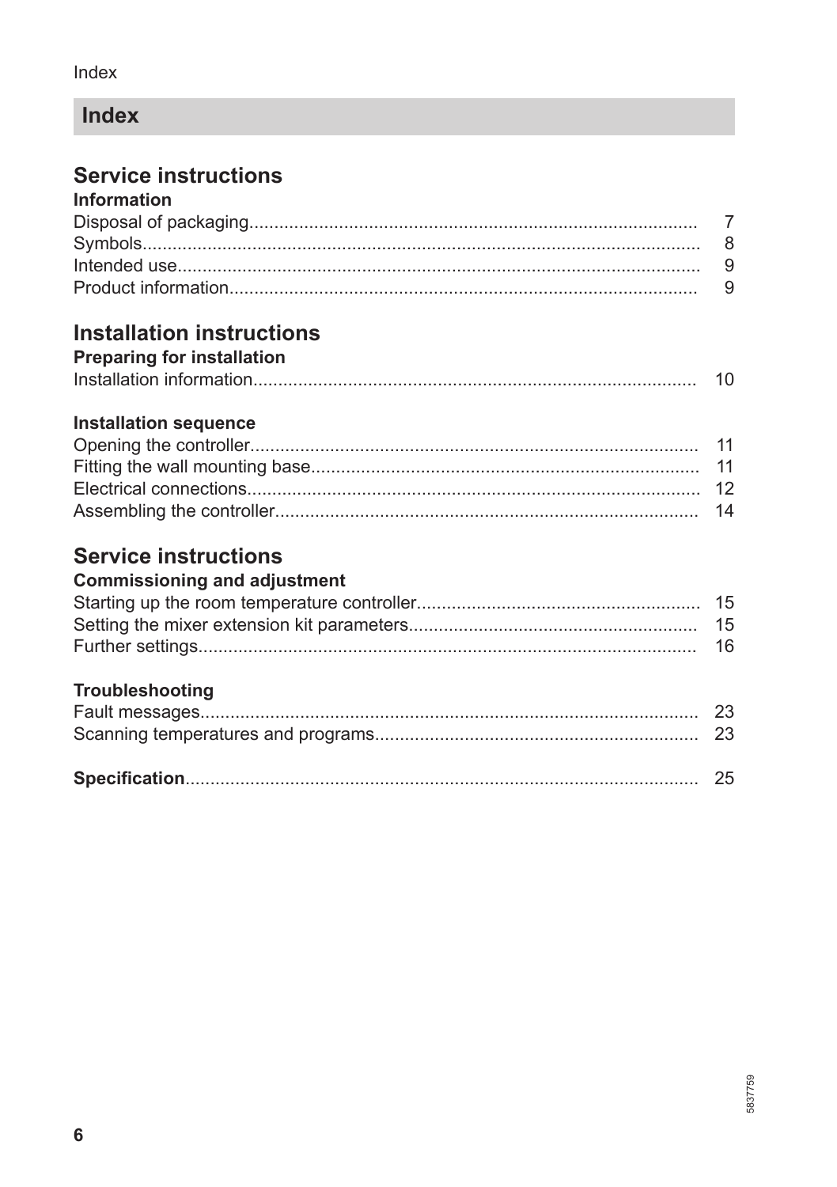## Index

# Service instructions

### Information

Disposal of packaging........................................................................................ 7
Symbols.............................................................................................................. 8
Intended use....................................................................................................... 9
Product information............................................................................................ 9

# Installation instructions

### Preparing for installation

Installation information....................................................................................... 10

### Installation sequence

Opening the controller......................................................................................... 11
Fitting the wall mounting base............................................................................ 11
Electrical connections......................................................................................... 12
Assembling the controller.................................................................................... 14

# Service instructions

### Commissioning and adjustment

Starting up the room temperature controller........................................................ 15
Setting the mixer extension kit parameters.......................................................... 15
Further settings.................................................................................................... 16

### Troubleshooting

Fault messages.................................................................................................... 23
Scanning temperatures and programs................................................................. 23

**Specification**.................................................................................................... 25

5837759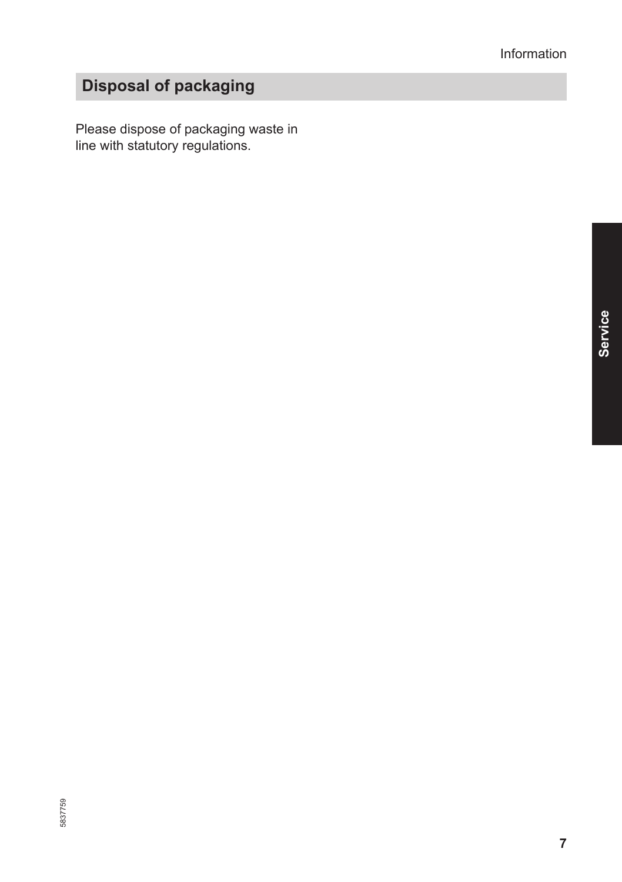## Disposal of packaging

Please dispose of packaging waste in line with statutory regulations.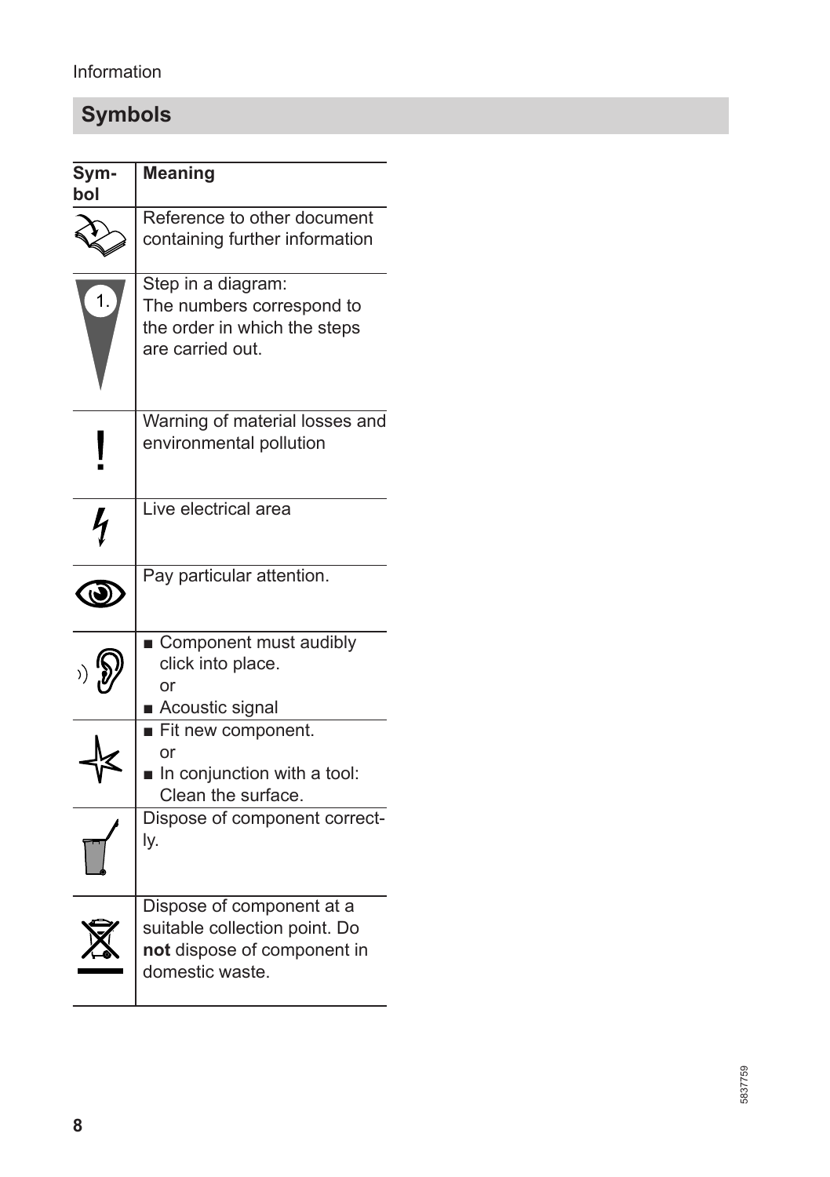## Symbols

| Symbol | Meaning |
|---|---|
| | Reference to other document containing further information |
| 1. | Step in a diagram:<br>The numbers correspond to the order in which the steps are carried out. |
| ! | Warning of material losses and environmental pollution |
| | Live electrical area |
| | Pay particular attention. |
| | ■ Component must audibly click into place.<br>or<br>■ Acoustic signal |
| | ■ Fit new component.<br>or<br>■ In conjunction with a tool: Clean the surface. |
| | Dispose of component correctly. |
| | Dispose of component at a suitable collection point. Do **not** dispose of component in domestic waste. |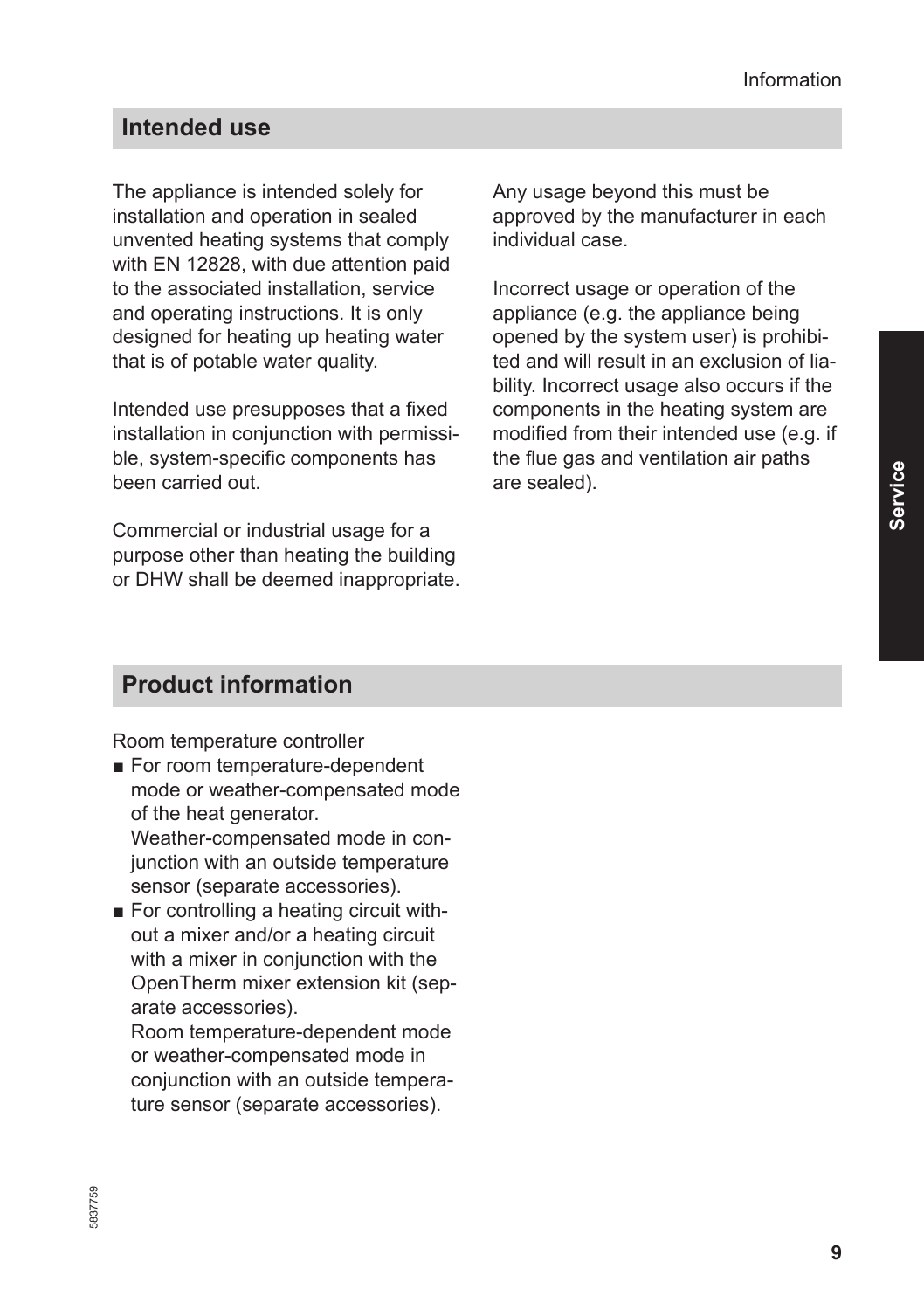## Intended use

The appliance is intended solely for installation and operation in sealed unvented heating systems that comply with EN 12828, with due attention paid to the associated installation, service and operating instructions. It is only designed for heating up heating water that is of potable water quality.

Intended use presupposes that a fixed installation in conjunction with permissible, system-specific components has been carried out.

Commercial or industrial usage for a purpose other than heating the building or DHW shall be deemed inappropriate.

Any usage beyond this must be approved by the manufacturer in each individual case.

Incorrect usage or operation of the appliance (e.g. the appliance being opened by the system user) is prohibited and will result in an exclusion of liability. Incorrect usage also occurs if the components in the heating system are modified from their intended use (e.g. if the flue gas and ventilation air paths are sealed).

## Product information

Room temperature controller

- For room temperature-dependent mode or weather-compensated mode of the heat generator.
  Weather-compensated mode in conjunction with an outside temperature sensor (separate accessories).
- For controlling a heating circuit without a mixer and/or a heating circuit with a mixer in conjunction with the OpenTherm mixer extension kit (separate accessories).
  Room temperature-dependent mode or weather-compensated mode in conjunction with an outside temperature sensor (separate accessories).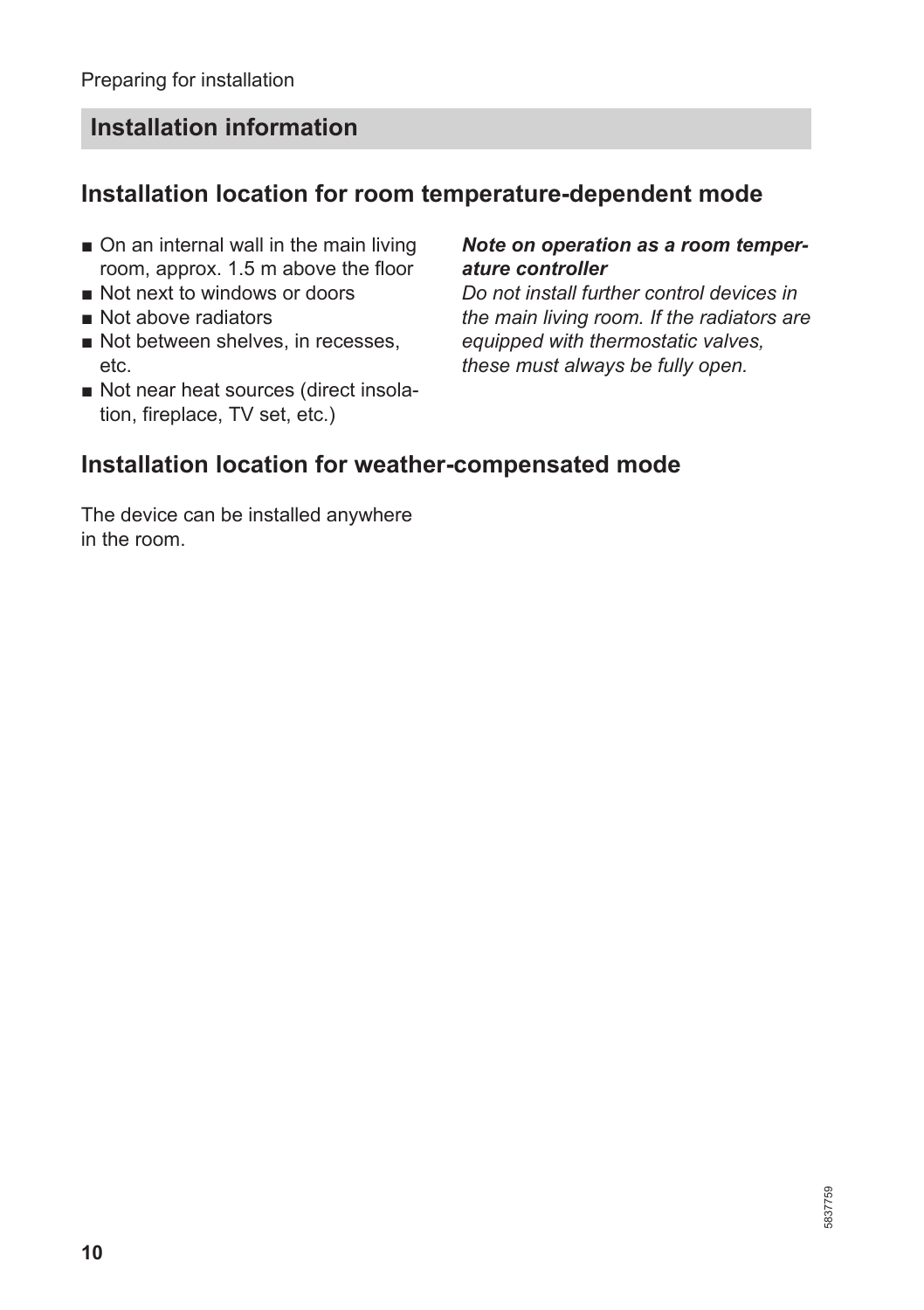## Installation information

### Installation location for room temperature-dependent mode

- On an internal wall in the main living room, approx. 1.5 m above the floor
- Not next to windows or doors
- Not above radiators
- Not between shelves, in recesses, etc.
- Not near heat sources (direct insolation, fireplace, TV set, etc.)

***Note on operation as a room temperature controller***
*Do not install further control devices in the main living room. If the radiators are equipped with thermostatic valves, these must always be fully open.*

### Installation location for weather-compensated mode

The device can be installed anywhere in the room.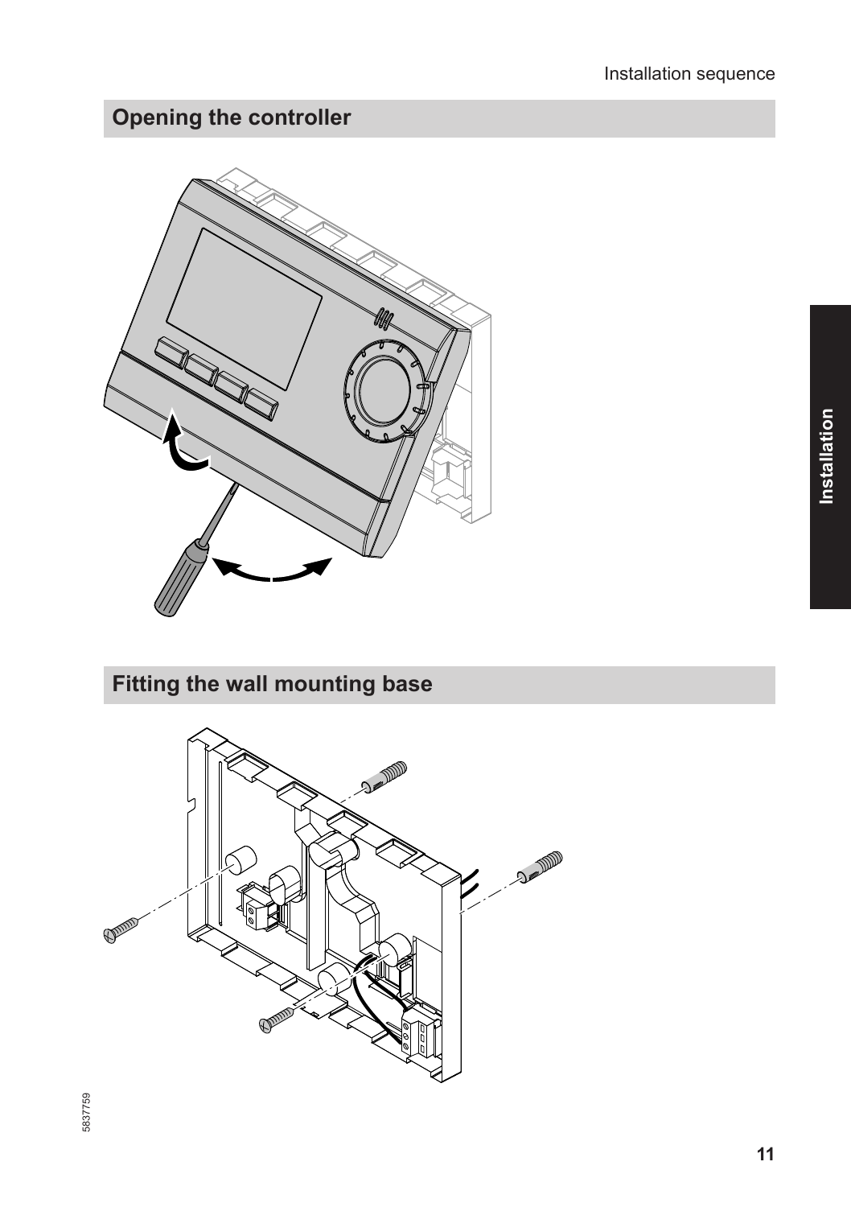## Opening the controller

## Fitting the wall mounting base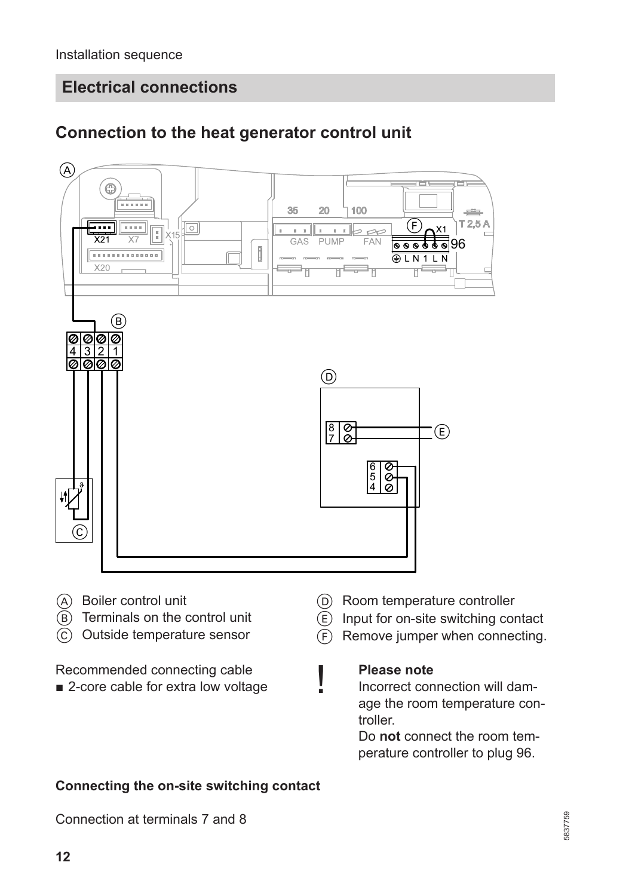## Electrical connections

### Connection to the heat generator control unit

Ⓐ Boiler control unit
Ⓑ Terminals on the control unit
Ⓒ Outside temperature sensor
Ⓓ Room temperature controller
Ⓔ Input for on-site switching contact
Ⓕ Remove jumper when connecting.

Recommended connecting cable
- 2-course cable for extra low voltage

> **!** **Please note**
> Incorrect connection will damage the room temperature controller.
> Do **not** connect the room temperature controller to plug 96.

**Connecting the on-site switching contact**

Connection at terminals 7 and 8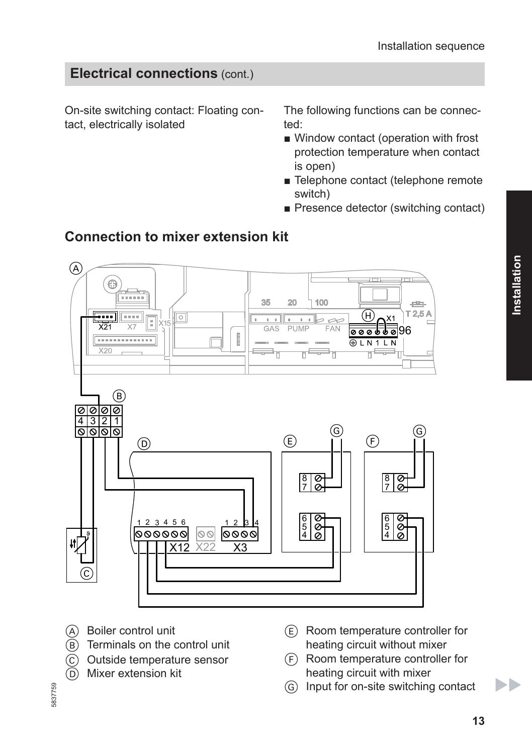## Electrical connections (cont.)

On-site switching contact: Floating contact, electrically isolated

The following functions can be connected:

- Window contact (operation with frost protection temperature when contact is open)
- Telephone contact (telephone remote switch)
- Presence detector (switching contact)

## Connection to mixer extension kit

Ⓐ Boiler control unit
Ⓑ Terminals on the control unit
Ⓒ Outside temperature sensor
Ⓓ Mixer extension kit
Ⓔ Room temperature controller for heating circuit without mixer
Ⓕ Room temperature controller for heating circuit with mixer
Ⓖ Input for on-site switching contact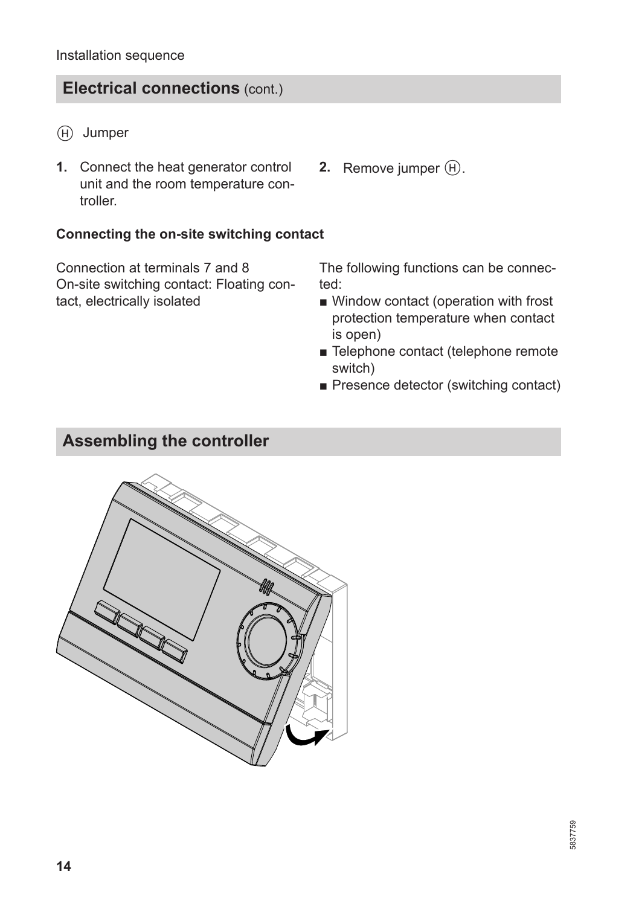## Electrical connections (cont.)

Ⓗ Jumper

1. Connect the heat generator control unit and the room temperature controller.
2. Remove jumper Ⓗ.

### Connecting the on-site switching contact

Connection at terminals 7 and 8
On-site switching contact: Floating contact, electrically isolated

The following functions can be connected:

- Window contact (operation with frost protection temperature when contact is open)
- Telephone contact (telephone remote switch)
- Presence detector (switching contact)

## Assembling the controller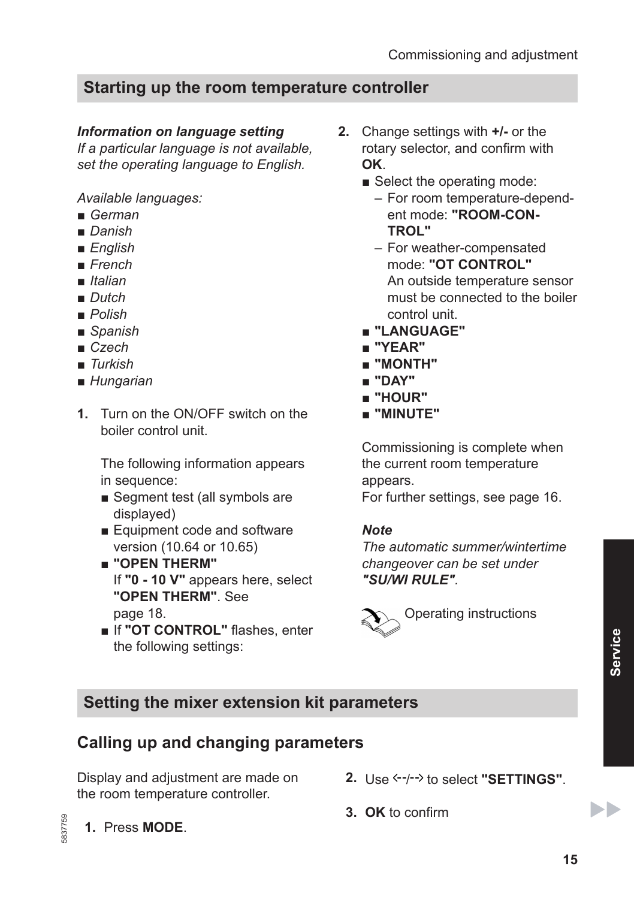## Starting up the room temperature controller

***Information on language setting***
*If a particular language is not available, set the operating language to English.*

*Available languages:*
- *German*
- *Danish*
- *English*
- *French*
- *Italian*
- *Dutch*
- *Polish*
- *Spanish*
- *Czech*
- *Turkish*
- *Hungarian*

1. Turn on the ON/OFF switch on the boiler control unit.

   The following information appears in sequence:
   - Segment test (all symbols are displayed)
   - Equipment code and software version (10.64 or 10.65)
   - **"OPEN THERM"**
     If **"0 - 10 V"** appears here, select **"OPEN THERM"**. See page 18.
   - If **"OT CONTROL"** flashes, enter the following settings:

2. Change settings with **+/-** or the rotary selector, and confirm with **OK**.
   - Select the operating mode:
     – For room temperature-dependent mode: **"ROOM-CONTROL"**
     – For weather-compensated mode: **"OT CONTROL"**
       An outside temperature sensor must be connected to the boiler control unit.
   - **"LANGUAGE"**
   - **"YEAR"**
   - **"MONTH"**
   - **"DAY"**
   - **"HOUR"**
   - **"MINUTE"**

   Commissioning is complete when the current room temperature appears.
   For further settings, see page 16.

***Note***
*The automatic summer/wintertime changeover can be set under* ***"SU/WI RULE"***.

Operating instructions

## Setting the mixer extension kit parameters

### Calling up and changing parameters

Display and adjustment are made on the room temperature controller.

1. Press **MODE**.
2. Use ←/→ to select **"SETTINGS"**.
3. **OK** to confirm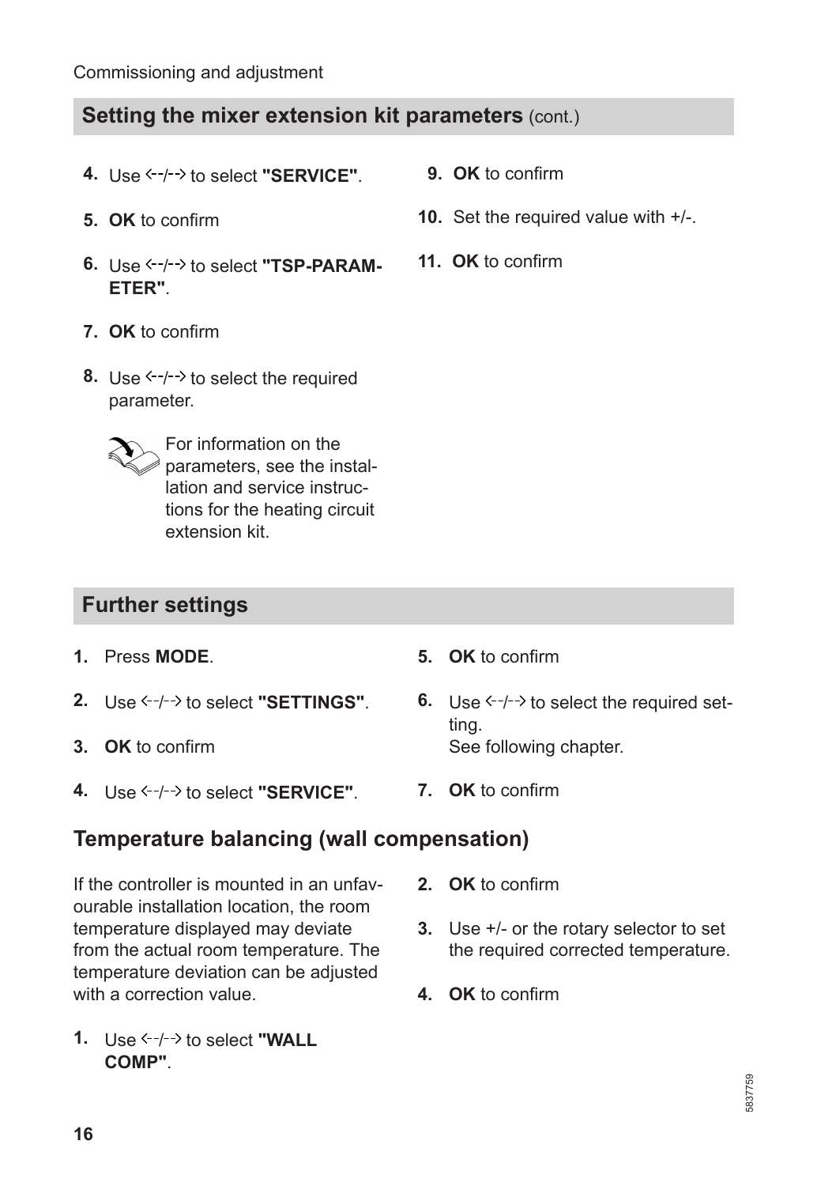## Setting the mixer extension kit parameters (cont.)

4. Use ←/→ to select **"SERVICE"**.
5. **OK** to confirm
6. Use ←/→ to select **"TSP-PARAMETER"**.
7. **OK** to confirm
8. Use ←/→ to select the required parameter.

   For information on the parameters, see the installation and service instructions for the heating circuit extension kit.

9. **OK** to confirm
10. Set the required value with +/-.
11. **OK** to confirm

## Further settings

1. Press **MODE**.
2. Use ←/→ to select **"SETTINGS"**.
3. **OK** to confirm
4. Use ←/→ to select **"SERVICE"**.
5. **OK** to confirm
6. Use ←/→ to select the required setting.
   See following chapter.
7. **OK** to confirm

### Temperature balancing (wall compensation)

If the controller is mounted in an unfavourable installation location, the room temperature displayed may deviate from the actual room temperature. The temperature deviation can be adjusted with a correction value.

1. Use ←/→ to select **"WALL COMP"**.
2. **OK** to confirm
3. Use +/- or the rotary selector to set the required corrected temperature.
4. **OK** to confirm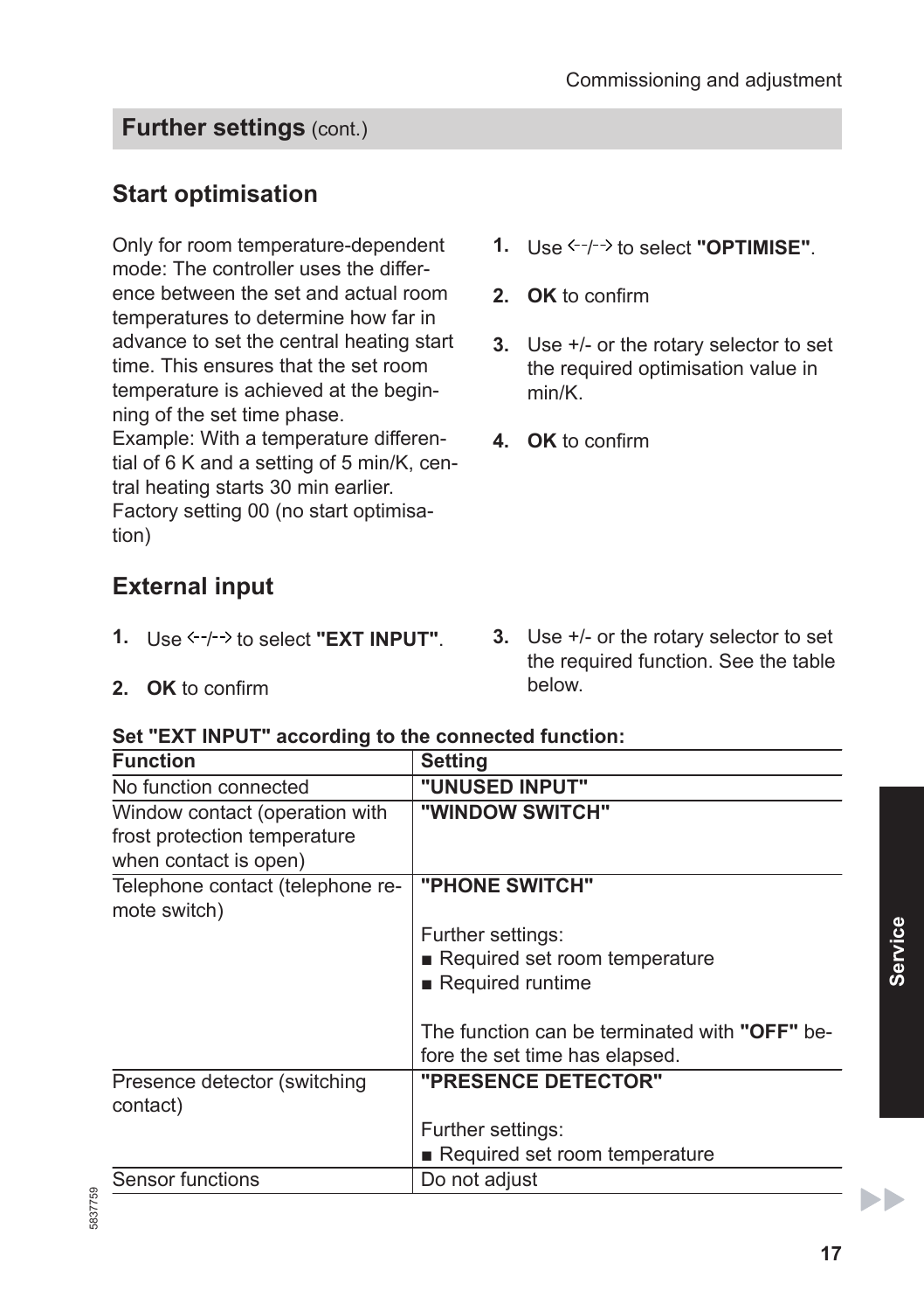## Further settings (cont.)

### Start optimisation

Only for room temperature-dependent mode: The controller uses the difference between the set and actual room temperatures to determine how far in advance to set the central heating start time. This ensures that the set room temperature is achieved at the beginning of the set time phase.
Example: With a temperature differential of 6 K and a setting of 5 min/K, central heating starts 30 min earlier.
Factory setting 00 (no start optimisation)

1. Use ⇠/⇢ to select **"OPTIMISE"**.
2. **OK** to confirm
3. Use +/- or the rotary selector to set the required optimisation value in min/K.
4. **OK** to confirm

### External input

1. Use ⇠/⇢ to select **"EXT INPUT"**.
2. **OK** to confirm
3. Use +/- or the rotary selector to set the required function. See the table below.

**Set "EXT INPUT" according to the connected function:**

| Function | Setting |
|---|---|
| No function connected | **"UNUSED INPUT"** |
| Window contact (operation with frost protection temperature when contact is open) | **"WINDOW SWITCH"** |
| Telephone contact (telephone remote switch) | **"PHONE SWITCH"**<br><br>Further settings:<br>■ Required set room temperature<br>■ Required runtime<br><br>The function can be terminated with **"OFF"** before the set time has elapsed. |
| Presence detector (switching contact) | **"PRESENCE DETECTOR"**<br><br>Further settings:<br>■ Required set room temperature |
| Sensor functions | Do not adjust |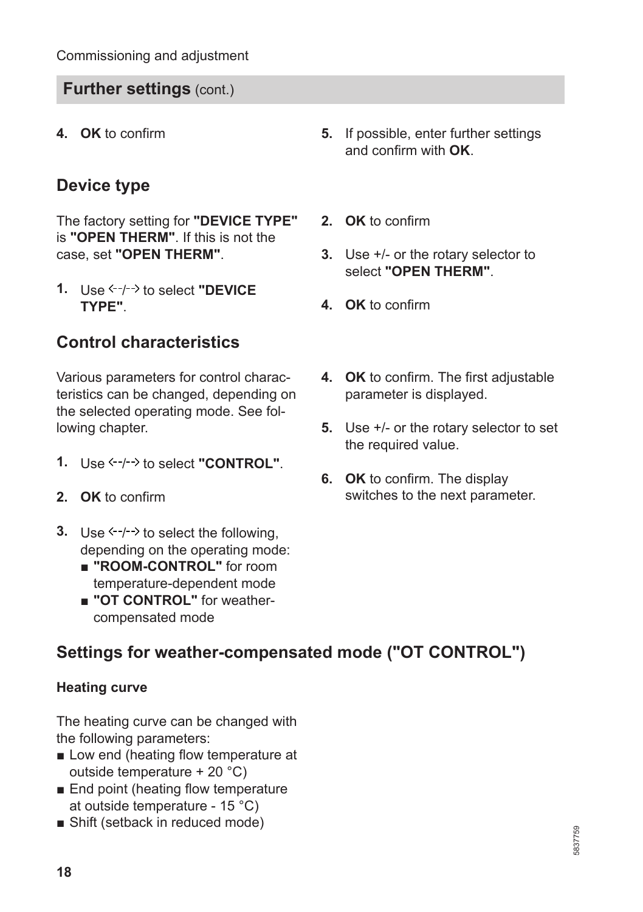## Further settings (cont.)

4. **OK** to confirm
5. If possible, enter further settings and confirm with **OK**.

### Device type

The factory setting for **"DEVICE TYPE"** is **"OPEN THERM"**. If this is not the case, set **"OPEN THERM"**.

1. Use ←/→ to select **"DEVICE TYPE"**.
2. **OK** to confirm
3. Use +/- or the rotary selector to select **"OPEN THERM"**.
4. **OK** to confirm

### Control characteristics

Various parameters for control characteristics can be changed, depending on the selected operating mode. See following chapter.

1. Use ←/→ to select **"CONTROL"**.
2. **OK** to confirm
3. Use ←/→ to select the following, depending on the operating mode:
   - **"ROOM-CONTROL"** for room temperature-dependent mode
   - **"OT CONTROL"** for weather-compensated mode
4. **OK** to confirm. The first adjustable parameter is displayed.
5. Use +/- or the rotary selector to set the required value.
6. **OK** to confirm. The display switches to the next parameter.

### Settings for weather-compensated mode ("OT CONTROL")

#### Heating curve

The heating curve can be changed with the following parameters:
- Low end (heating flow temperature at outside temperature + 20 °C)
- End point (heating flow temperature at outside temperature - 15 °C)
- Shift (setback in reduced mode)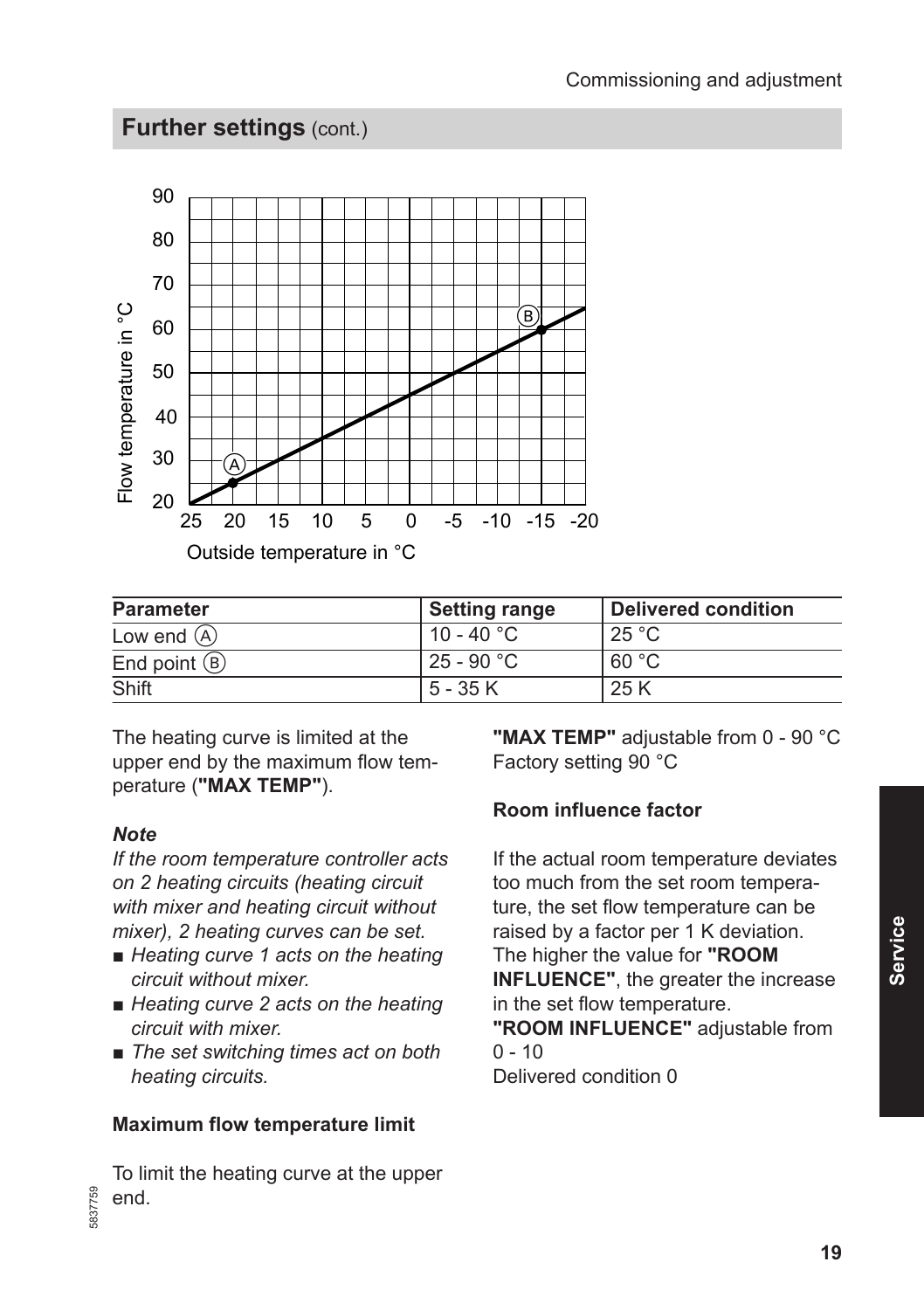## Further settings (cont.)

| Parameter | Setting range | Delivered condition |
|---|---|---|
| Low end Ⓐ | 10 - 40 °C | 25 °C |
| End point Ⓑ | 25 - 90 °C | 60 °C |
| Shift | 5 - 35 K | 25 K |

The heating curve is limited at the upper end by the maximum flow temperature (**"MAX TEMP"**).

***Note***

*If the room temperature controller acts on 2 heating circuits (heating circuit with mixer and heating circuit without mixer), 2 heating curves can be set.*

- *Heating curve 1 acts on the heating circuit without mixer.*
- *Heating curve 2 acts on the heating circuit with mixer.*
- *The set switching times act on both heating circuits.*

**Maximum flow temperature limit**

To limit the heating curve at the upper end.

**"MAX TEMP"** adjustable from 0 - 90 °C
Factory setting 90 °C

**Room influence factor**

If the actual room temperature deviates too much from the set room temperature, the set flow temperature can be raised by a factor per 1 K deviation. The higher the value for **"ROOM INFLUENCE"**, the greater the increase in the set flow temperature.
**"ROOM INFLUENCE"** adjustable from 0 - 10
Delivered condition 0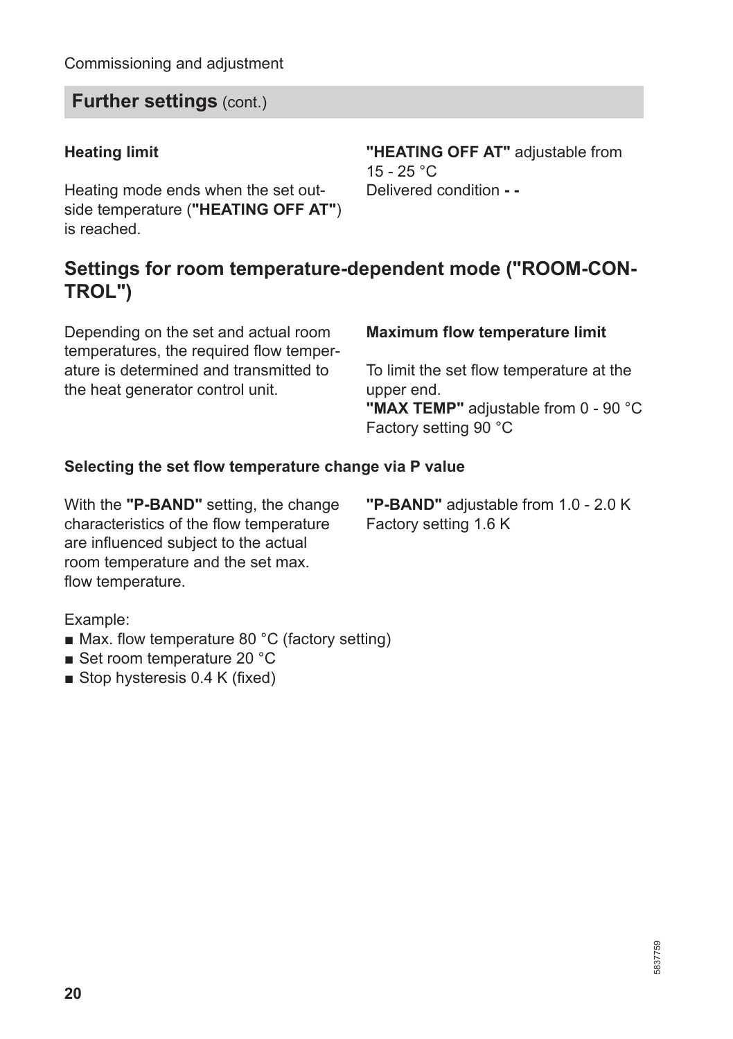## Further settings (cont.)

### Heating limit

Heating mode ends when the set outside temperature (**"HEATING OFF AT"**) is reached.

**"HEATING OFF AT"** adjustable from 15 - 25 °C
Delivered condition **- -**

## Settings for room temperature-dependent mode ("ROOM-CONTROL")

Depending on the set and actual room temperatures, the required flow temperature is determined and transmitted to the heat generator control unit.

### Maximum flow temperature limit

To limit the set flow temperature at the upper end.
**"MAX TEMP"** adjustable from 0 - 90 °C
Factory setting 90 °C

### Selecting the set flow temperature change via P value

With the **"P-BAND"** setting, the change characteristics of the flow temperature are influenced subject to the actual room temperature and the set max. flow temperature.

**"P-BAND"** adjustable from 1.0 - 2.0 K
Factory setting 1.6 K

Example:
- Max. flow temperature 80 °C (factory setting)
- Set room temperature 20 °C
- Stop hysteresis 0.4 K (fixed)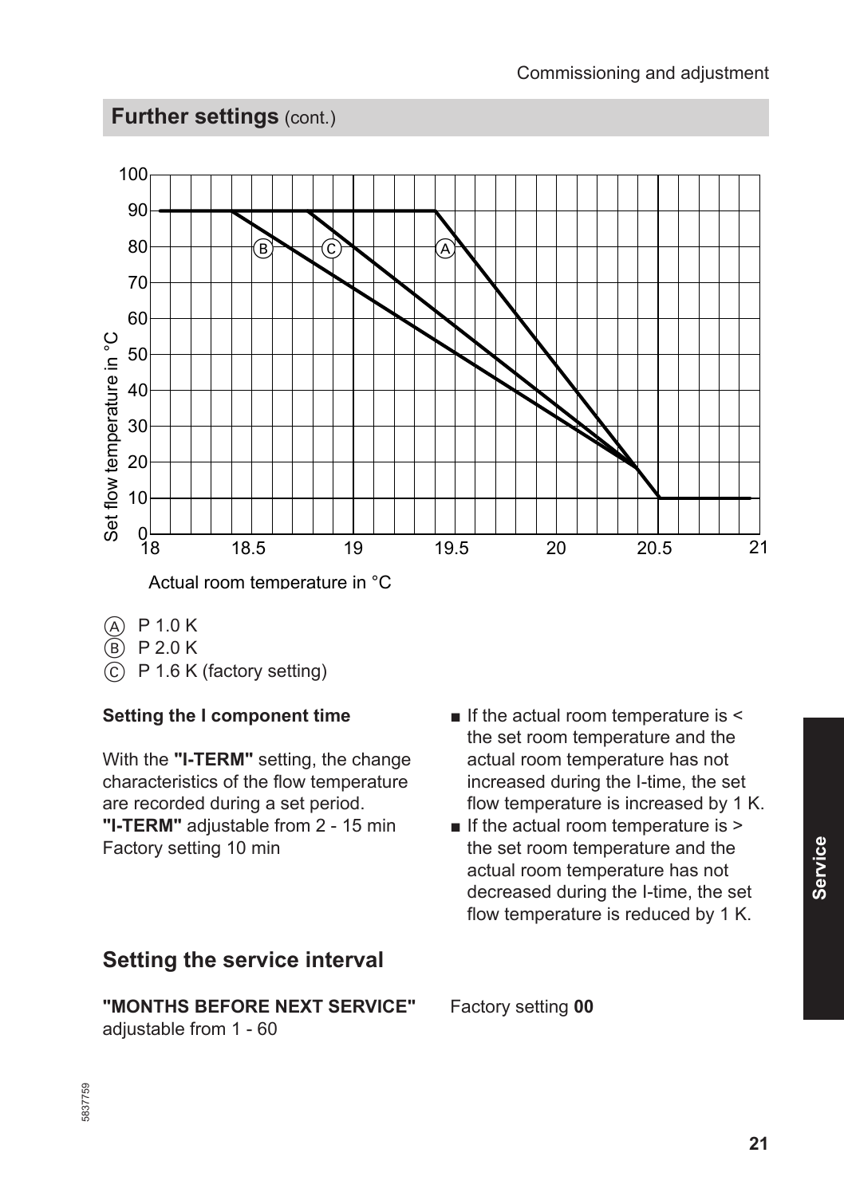## Further settings (cont.)

Ⓐ P 1.0 K
Ⓑ P 2.0 K
Ⓒ P 1.6 K (factory setting)

**Setting the I component time**

With the **"I-TERM"** setting, the change characteristics of the flow temperature are recorded during a set period.
**"I-TERM"** adjustable from 2 - 15 min
Factory setting 10 min

- If the actual room temperature is < the set room temperature and the actual room temperature has not increased during the I-time, the set flow temperature is increased by 1 K.
- If the actual room temperature is > the set room temperature and the actual room temperature has not decreased during the I-time, the set flow temperature is reduced by 1 K.

## Setting the service interval

**"MONTHS BEFORE NEXT SERVICE"** adjustable from 1 - 60

Factory setting **00**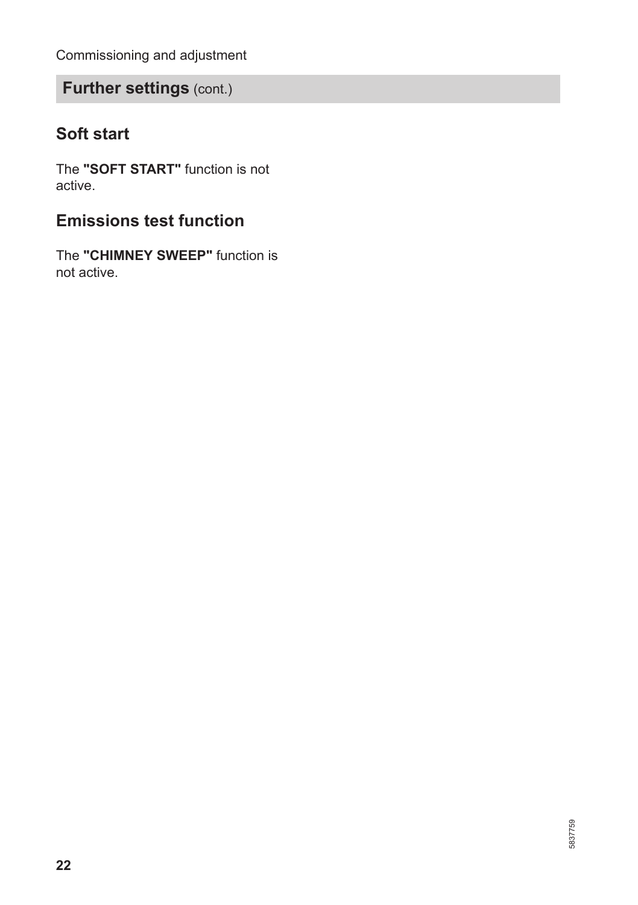## Further settings (cont.)

### Soft start

The **"SOFT START"** function is not active.

### Emissions test function

The **"CHIMNEY SWEEP"** function is not active.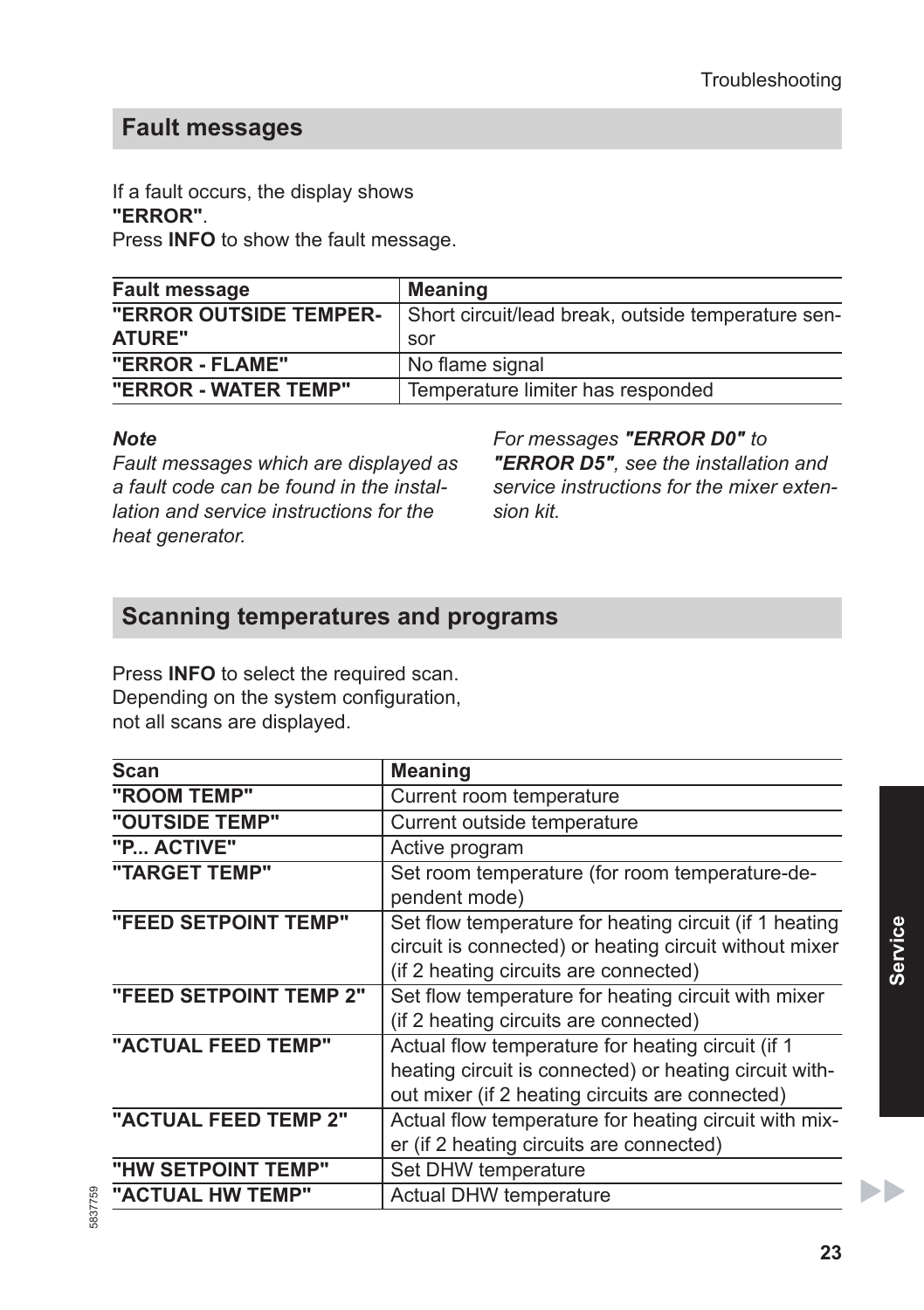## Fault messages

If a fault occurs, the display shows **"ERROR"**.
Press **INFO** to show the fault message.

| Fault message | Meaning |
|---|---|
| **"ERROR OUTSIDE TEMPERATURE"** | Short circuit/lead break, outside temperature sensor |
| **"ERROR - FLAME"** | No flame signal |
| **"ERROR - WATER TEMP"** | Temperature limiter has responded |

***Note***
*Fault messages which are displayed as a fault code can be found in the installation and service instructions for the heat generator.*

*For messages **"ERROR D0"** to **"ERROR D5"**, see the installation and service instructions for the mixer extension kit.*

## Scanning temperatures and programs

Press **INFO** to select the required scan.
Depending on the system configuration, not all scans are displayed.

| Scan | Meaning |
|---|---|
| **"ROOM TEMP"** | Current room temperature |
| **"OUTSIDE TEMP"** | Current outside temperature |
| **"P... ACTIVE"** | Active program |
| **"TARGET TEMP"** | Set room temperature (for room temperature-dependent mode) |
| **"FEED SETPOINT TEMP"** | Set flow temperature for heating circuit (if 1 heating circuit is connected) or heating circuit without mixer (if 2 heating circuits are connected) |
| **"FEED SETPOINT TEMP 2"** | Set flow temperature for heating circuit with mixer (if 2 heating circuits are connected) |
| **"ACTUAL FEED TEMP"** | Actual flow temperature for heating circuit (if 1 heating circuit is connected) or heating circuit without mixer (if 2 heating circuits are connected) |
| **"ACTUAL FEED TEMP 2"** | Actual flow temperature for heating circuit with mixer (if 2 heating circuits are connected) |
| **"HW SETPOINT TEMP"** | Set DHW temperature |
| **"ACTUAL HW TEMP"** | Actual DHW temperature |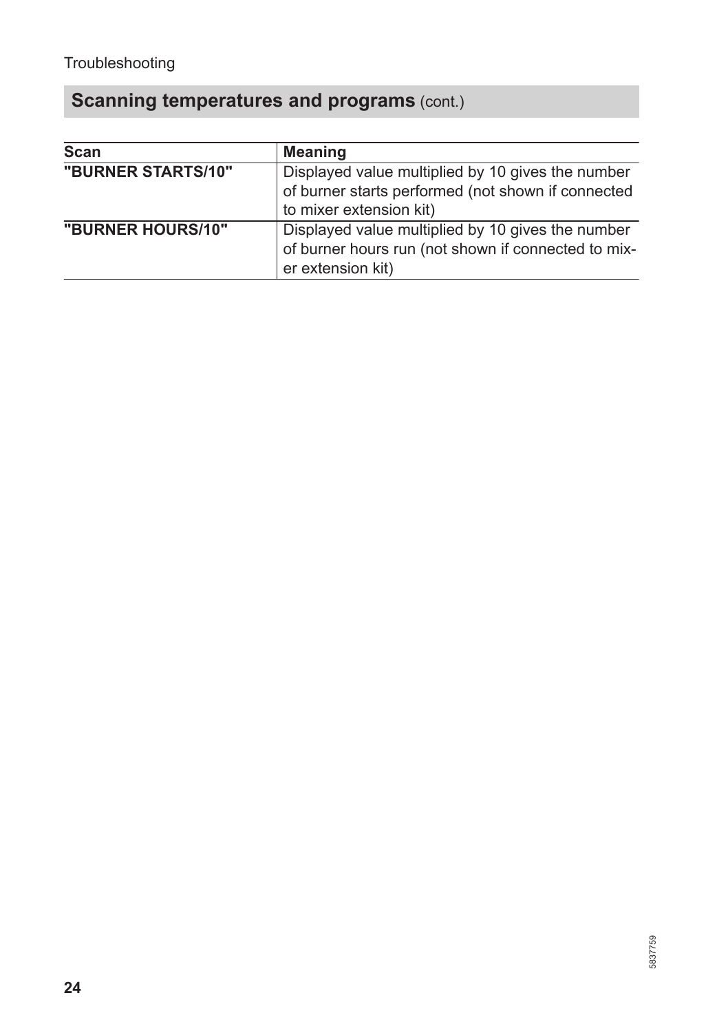## Scanning temperatures and programs (cont.)

| Scan | Meaning |
|---|---|
| **"BURNER STARTS/10"** | Displayed value multiplied by 10 gives the number of burner starts performed (not shown if connected to mixer extension kit) |
| **"BURNER HOURS/10"** | Displayed value multiplied by 10 gives the number of burner hours run (not shown if connected to mixer extension kit) |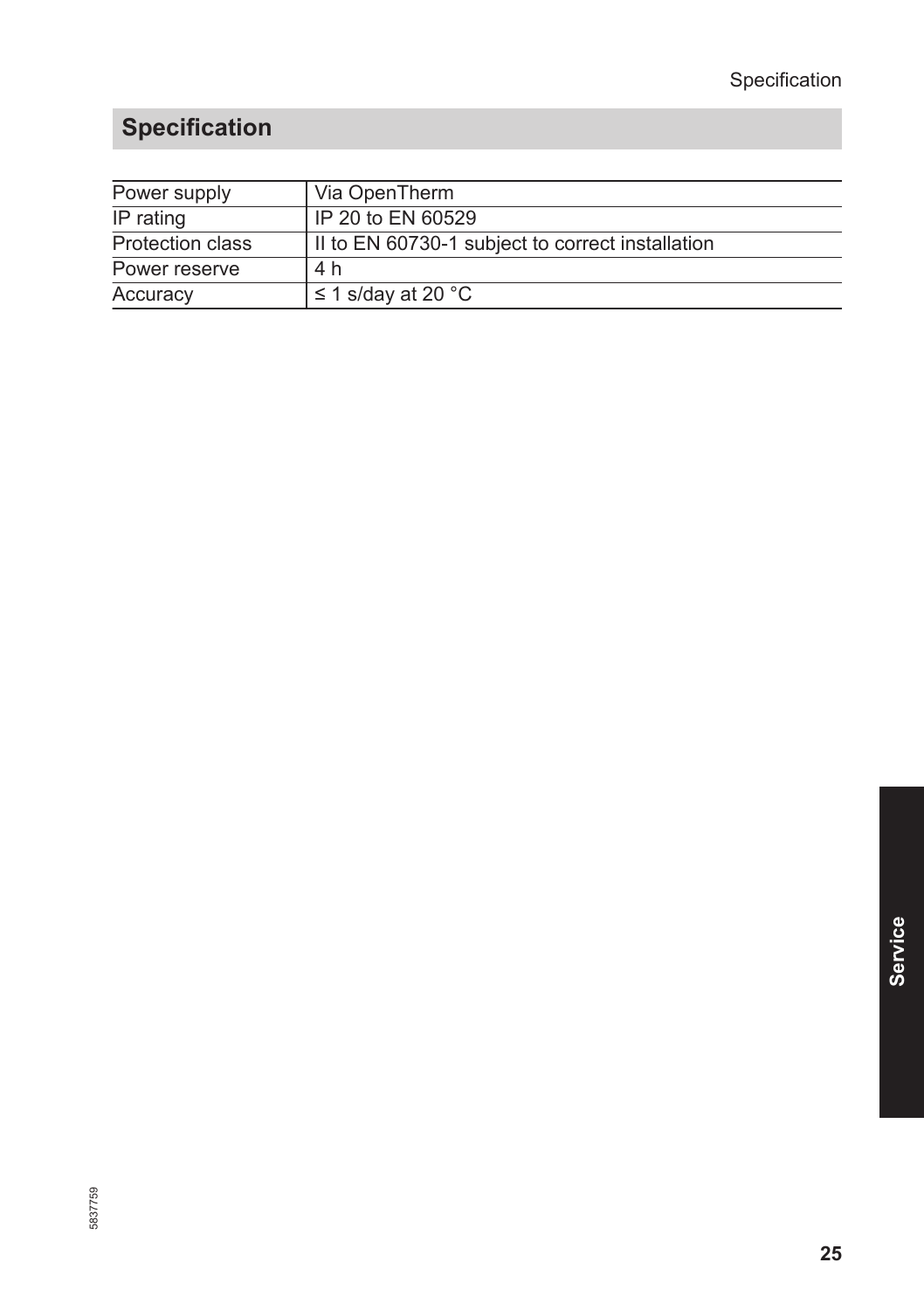## Specification

| | |
|---|---|
| Power supply | Via OpenTherm |
| IP rating | IP 20 to EN 60529 |
| Protection class | II to EN 60730-1 subject to correct installation |
| Power reserve | 4 h |
| Accuracy | ≤ 1 s/day at 20 °C |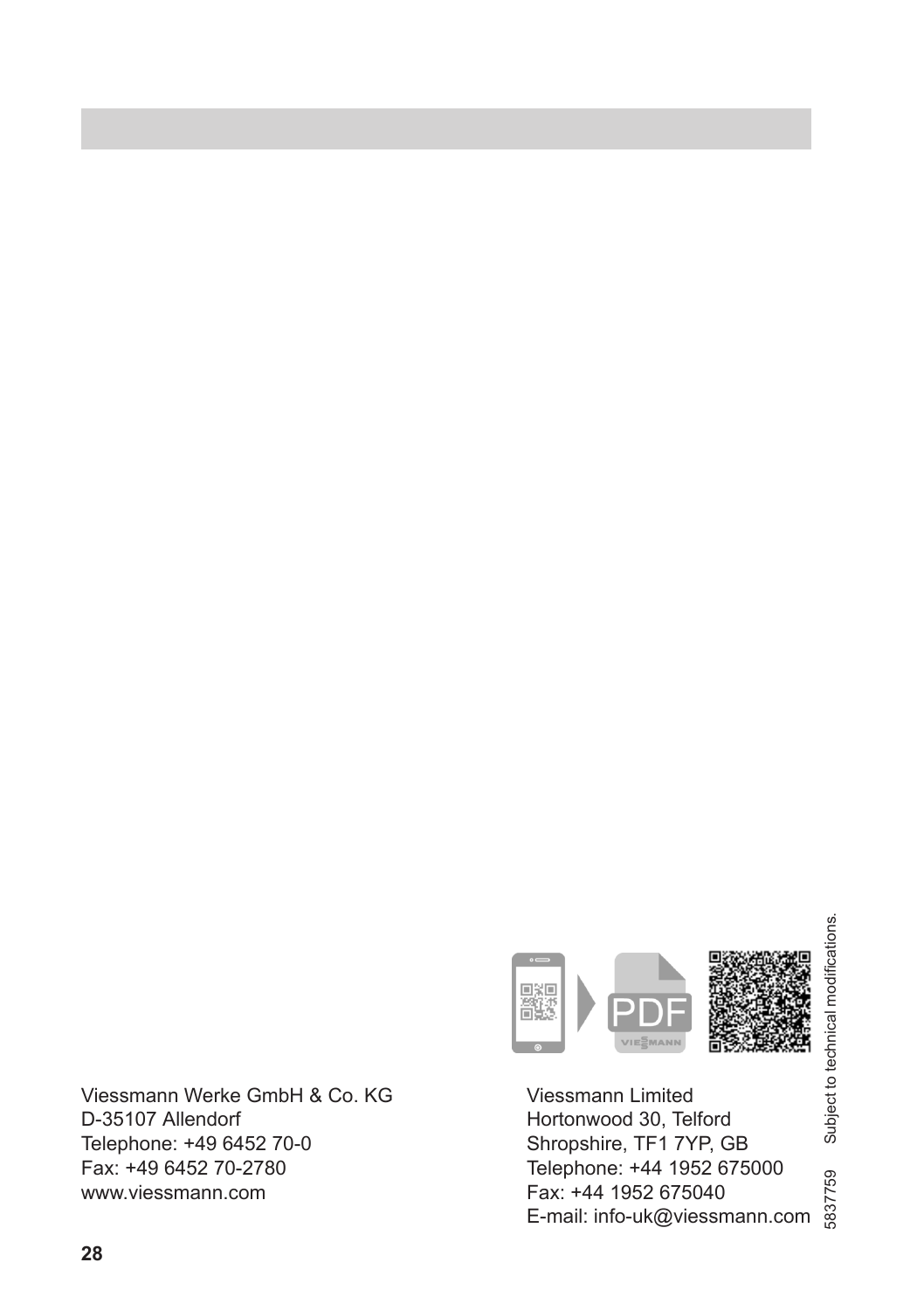Viessmann Werke GmbH & Co. KG
D-35107 Allendorf
Telephone: +49 6452 70-0
Fax: +49 6452 70-2780
www.viessmann.com

Viessmann Limited
Hortonwood 30, Telford
Shropshire, TF1 7YP, GB
Telephone: +44 1952 675000
Fax: +44 1952 675040
E-mail: info-uk@viessmann.com

5837759 Subject to technical modifications.